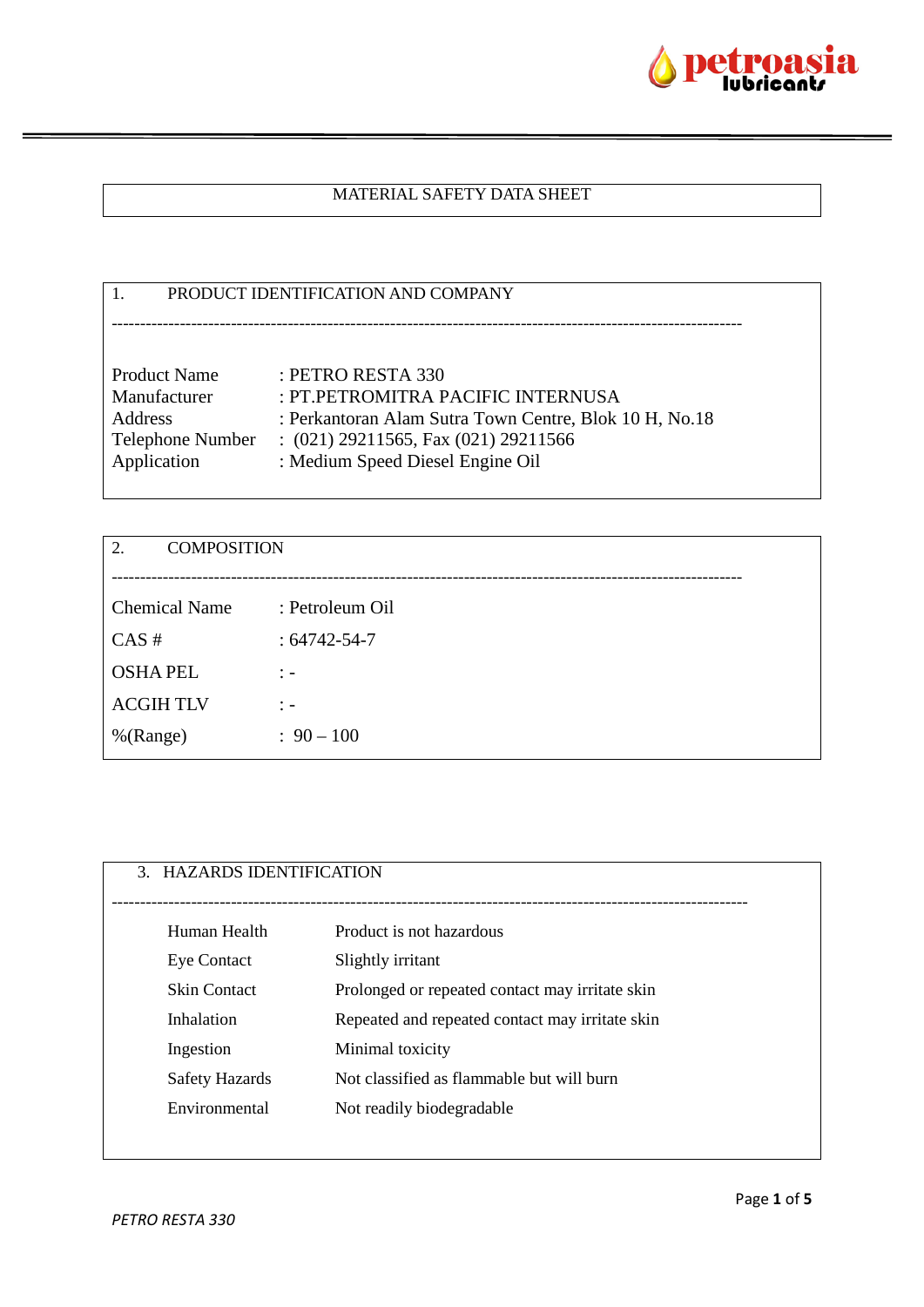# MATERIAL SAFETY DATA SHEET

## 1. PRODUCT IDENTIFICATION AND COMPANY

| | |
|---|---|
| Product Name | : PETRO RESTA 330 |
| Manufacturer | : PT.PETROMITRA PACIFIC INTERNUSA |
| Address | : Perkantoran Alam Sutra Town Centre, Blok 10 H, No.18 |
| Telephone Number | : (021) 29211565, Fax (021) 29211566 |
| Application | : Medium Speed Diesel Engine Oil |

## 2. COMPOSITION

| | |
|---|---|
| Chemical Name | : Petroleum Oil |
| CAS # | : 64742-54-7 |
| OSHA PEL | : - |
| ACGIH TLV | : - |
| %(Range) | : 90 – 100 |

## 3. HAZARDS IDENTIFICATION

| | |
|---|---|
| Human Health | Product is not hazardous |
| Eye Contact | Slightly irritant |
| Skin Contact | Prolonged or repeated contact may irritate skin |
| Inhalation | Repeated and repeated contact may irritate skin |
| Ingestion | Minimal toxicity |
| Safety Hazards | Not classified as flammable but will burn |
| Environmental | Not readily biodegradable |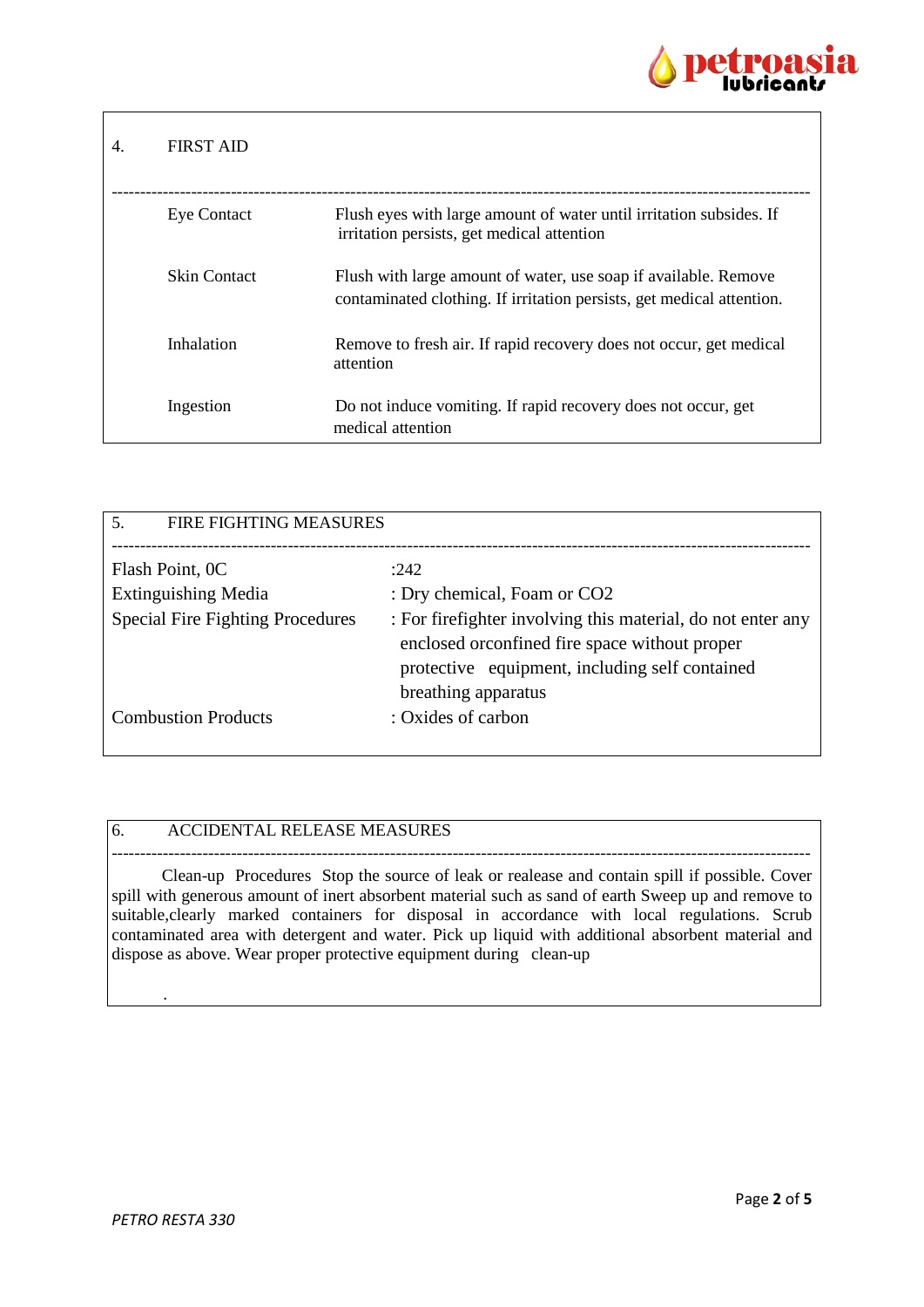## 4. FIRST AID

| | |
|---|---|
| Eye Contact | Flush eyes with large amount of water until irritation subsides. If irritation persists, get medical attention |
| Skin Contact | Flush with large amount of water, use soap if available. Remove contaminated clothing. If irritation persists, get medical attention. |
| Inhalation | Remove to fresh air. If rapid recovery does not occur, get medical attention |
| Ingestion | Do not induce vomiting. If rapid recovery does not occur, get medical attention |

## 5. FIRE FIGHTING MEASURES

| | |
|---|---|
| Flash Point, 0C | :242 |
| Extinguishing Media | : Dry chemical, Foam or $CO_2$ |
| Special Fire Fighting Procedures | : For firefighter involving this material, do not enter any enclosed orconfined fire space without proper protective equipment, including self contained breathing apparatus |
| Combustion Products | : Oxides of carbon |

## 6. ACCIDENTAL RELEASE MEASURES

Clean-up Procedures Stop the source of leak or realease and contain spill if possible. Cover spill with generous amount of inert absorbent material such as sand of earth Sweep up and remove to suitable,clearly marked containers for disposal in accordance with local regulations. Scrub contaminated area with detergent and water. Pick up liquid with additional absorbent material and dispose as above. Wear proper protective equipment during clean-up

.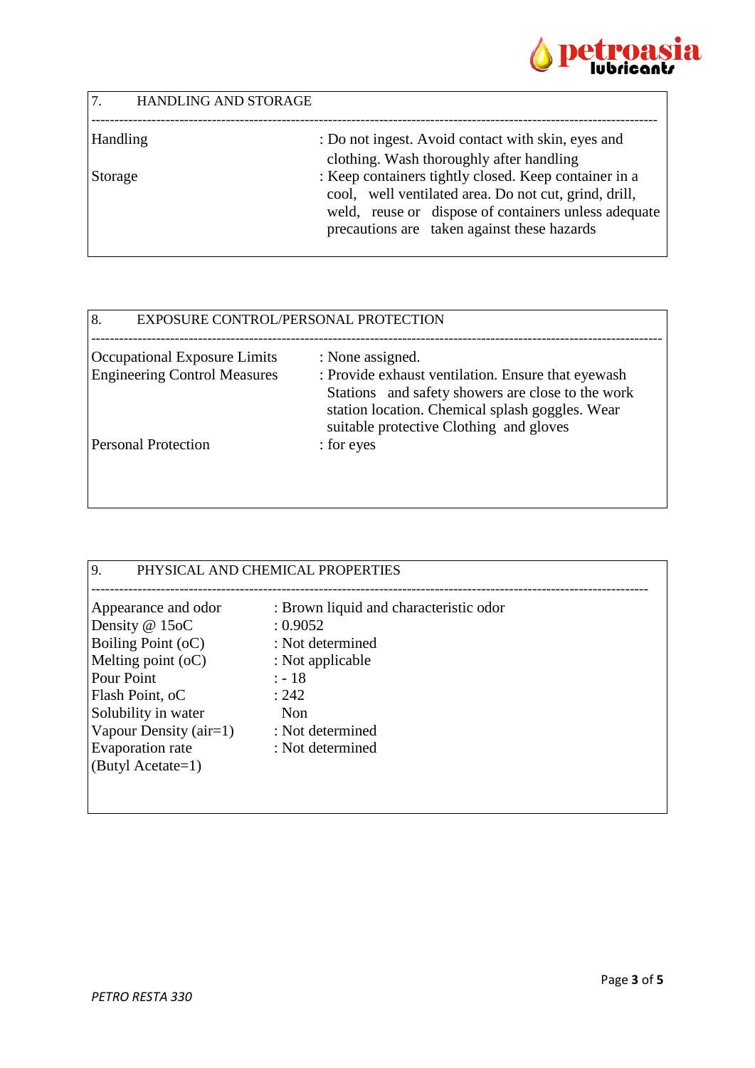## 7. HANDLING AND STORAGE

| | |
|---|---|
| Handling | : Do not ingest. Avoid contact with skin, eyes and clothing. Wash thoroughly after handling |
| Storage | : Keep containers tightly closed. Keep container in a cool, well ventilated area. Do not cut, grind, drill, weld, reuse or dispose of containers unless adequate precautions are taken against these hazards |

## 8. EXPOSURE CONTROL/PERSONAL PROTECTION

| | |
|---|---|
| Occupational Exposure Limits | : None assigned. |
| Engineering Control Measures | : Provide exhaust ventilation. Ensure that eyewash Stations and safety showers are close to the work station location. Chemical splash goggles. Wear suitable protective Clothing and gloves |
| Personal Protection | : for eyes |

## 9. PHYSICAL AND CHEMICAL PROPERTIES

| | |
|---|---|
| Appearance and odor | : Brown liquid and characteristic odor |
| Density @ 15oC | : 0.9052 |
| Boiling Point (oC) | : Not determined |
| Melting point (oC) | : Not applicable |
| Pour Point | : - 18 |
| Flash Point, oC | : 242 |
| Solubility in water | Non |
| Vapour Density (air=1) | : Not determined |
| Evaporation rate (Butyl Acetate=1) | : Not determined |

*PETRO RESTA 330*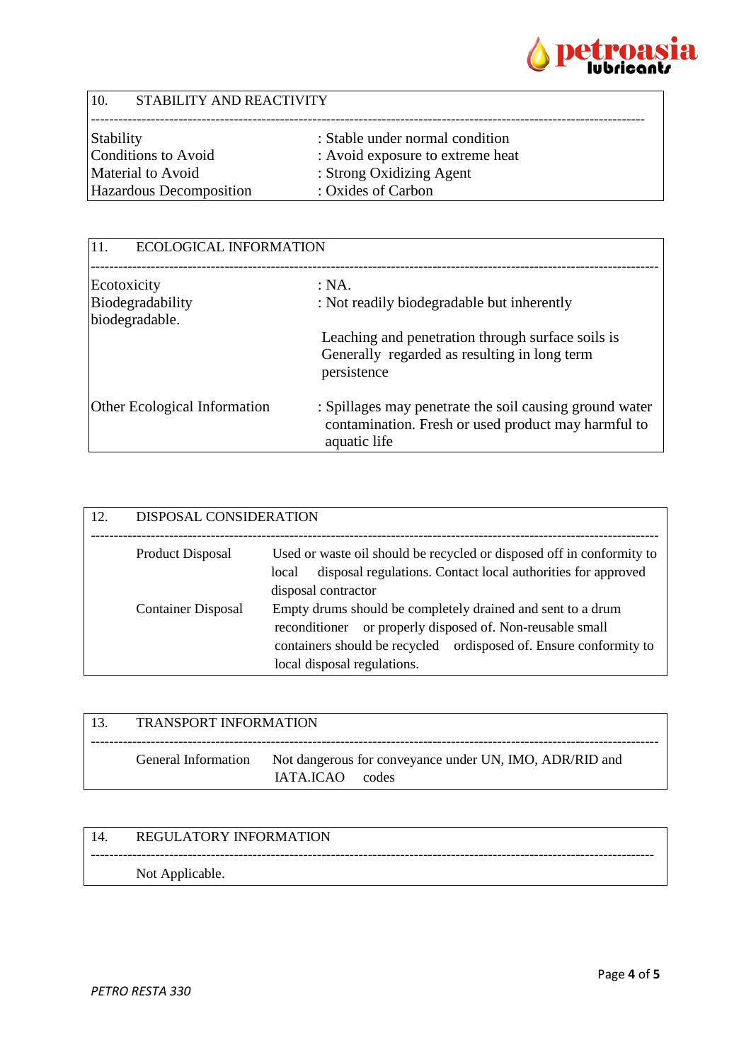## 10. STABILITY AND REACTIVITY

| | |
|---|---|
| Stability | : Stable under normal condition |
| Conditions to Avoid | : Avoid exposure to extreme heat |
| Material to Avoid | : Strong Oxidizing Agent |
| Hazardous Decomposition | : Oxides of Carbon |

## 11. ECOLOGICAL INFORMATION

| | |
|---|---|
| Ecotoxicity | : NA. |
| Biodegradability | : Not readily biodegradable but inherently biodegradable.<br><br>Leaching and penetration through surface soils is Generally regarded as resulting in long term persistence |
| Other Ecological Information | : Spillages may penetrate the soil causing ground water contamination. Fresh or used product may harmful to aquatic life |

## 12. DISPOSAL CONSIDERATION

| | |
|---|---|
| Product Disposal | Used or waste oil should be recycled or disposed off in conformity to local disposal regulations. Contact local authorities for approved disposal contractor |
| Container Disposal | Empty drums should be completely drained and sent to a drum reconditioner or properly disposed of. Non-reusable small containers should be recycled ordisposed of. Ensure conformity to local disposal regulations. |

## 13. TRANSPORT INFORMATION

| | |
|---|---|
| General Information | Not dangerous for conveyance under UN, IMO, ADR/RID and IATA.ICAO codes |

## 14. REGULATORY INFORMATION

Not Applicable.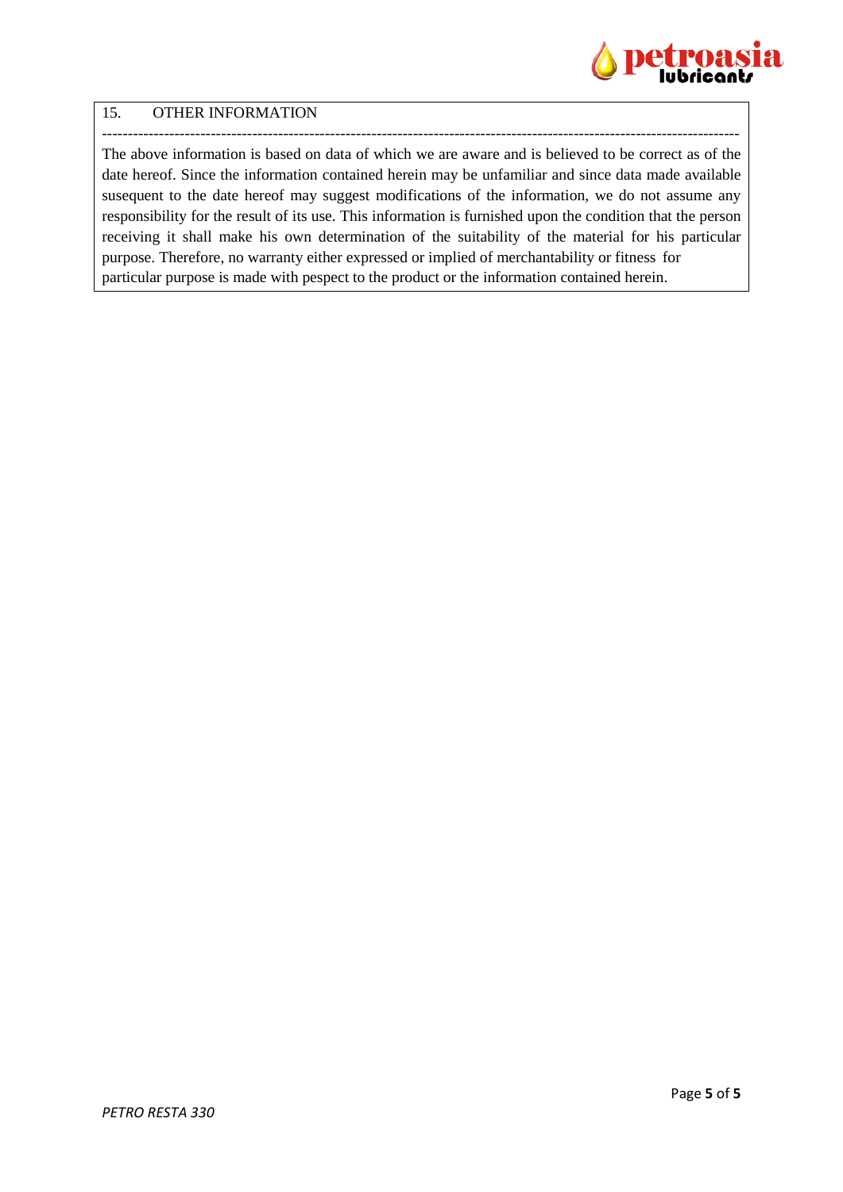## 15. OTHER INFORMATION

The above information is based on data of which we are aware and is believed to be correct as of the date hereof. Since the information contained herein may be unfamiliar and since data made available susequent to the date hereof may suggest modifications of the information, we do not assume any responsibility for the result of its use. This information is furnished upon the condition that the person receiving it shall make his own determination of the suitability of the material for his particular purpose. Therefore, no warranty either expressed or implied of merchantability or fitness for particular purpose is made with pespect to the product or the information contained herein.